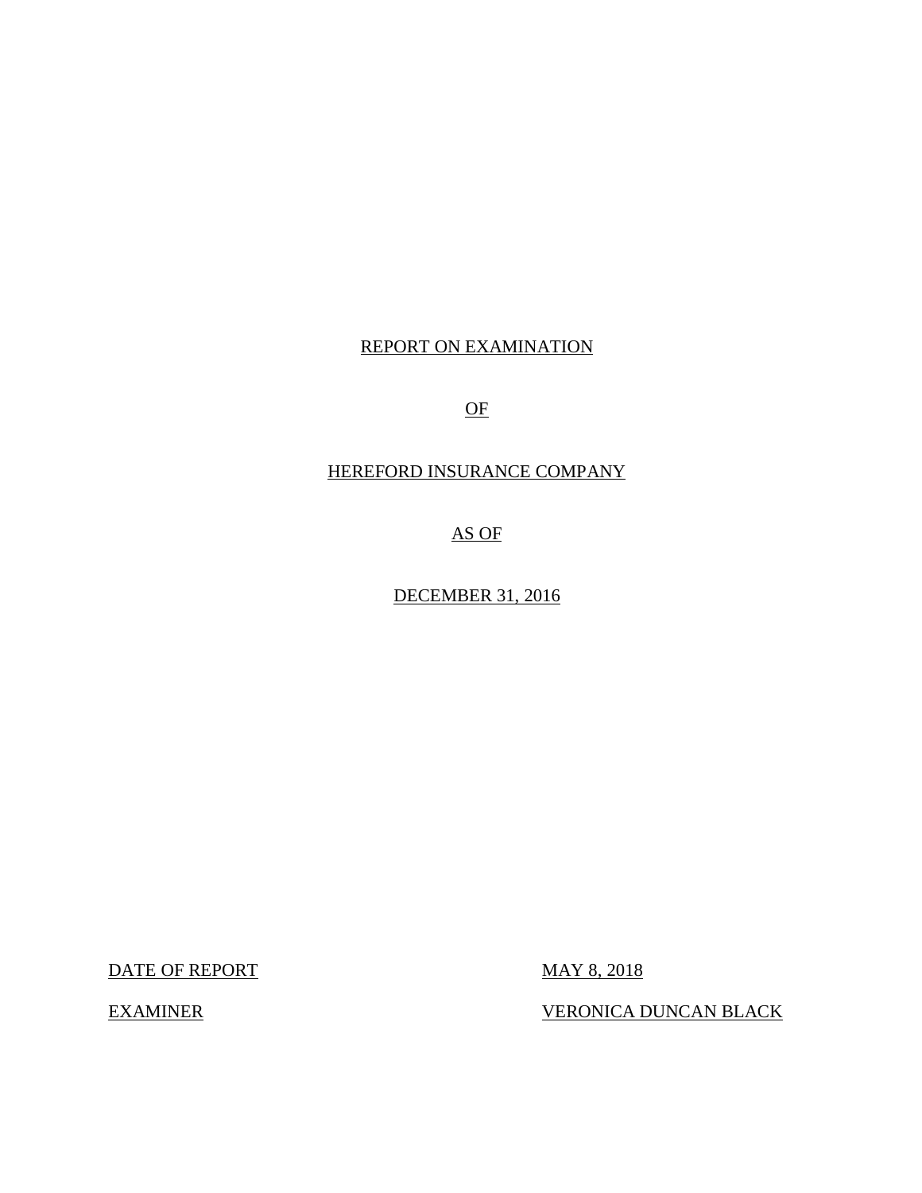# REPORT ON EXAMINATION

# OF

# HEREFORD INSURANCE COMPANY

# AS OF

# DECEMBER 31, 2016

| | |
|---|---|
| DATE OF REPORT | MAY 8, 2018 |
| EXAMINER | VERONICA DUNCAN BLACK |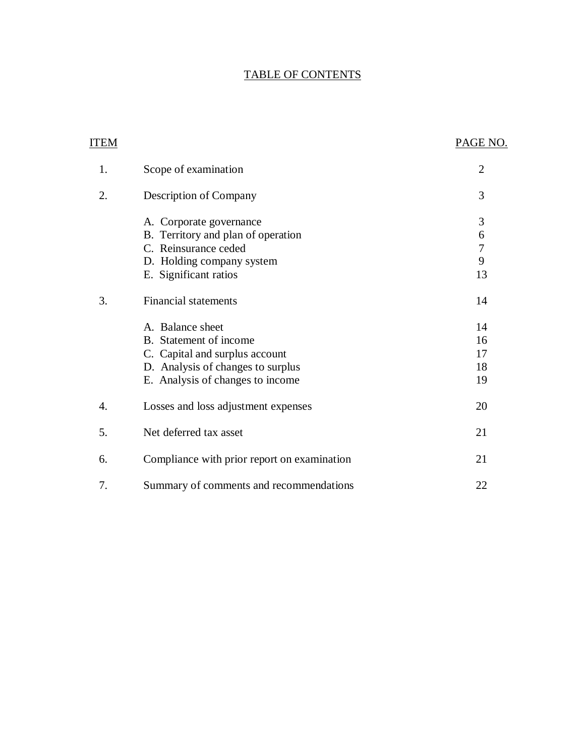# TABLE OF CONTENTS

| ITEM | | PAGE NO. |
|---|---|---|
| 1. | Scope of examination | 2 |
| 2. | Description of Company | 3 |
| | A. Corporate governance | 3 |
| | B. Territory and plan of operation | 6 |
| | C. Reinsurance ceded | 7 |
| | D. Holding company system | 9 |
| | E. Significant ratios | 13 |
| 3. | Financial statements | 14 |
| | A. Balance sheet | 14 |
| | B. Statement of income | 16 |
| | C. Capital and surplus account | 17 |
| | D. Analysis of changes to surplus | 18 |
| | E. Analysis of changes to income | 19 |
| 4. | Losses and loss adjustment expenses | 20 |
| 5. | Net deferred tax asset | 21 |
| 6. | Compliance with prior report on examination | 21 |
| 7. | Summary of comments and recommendations | 22 |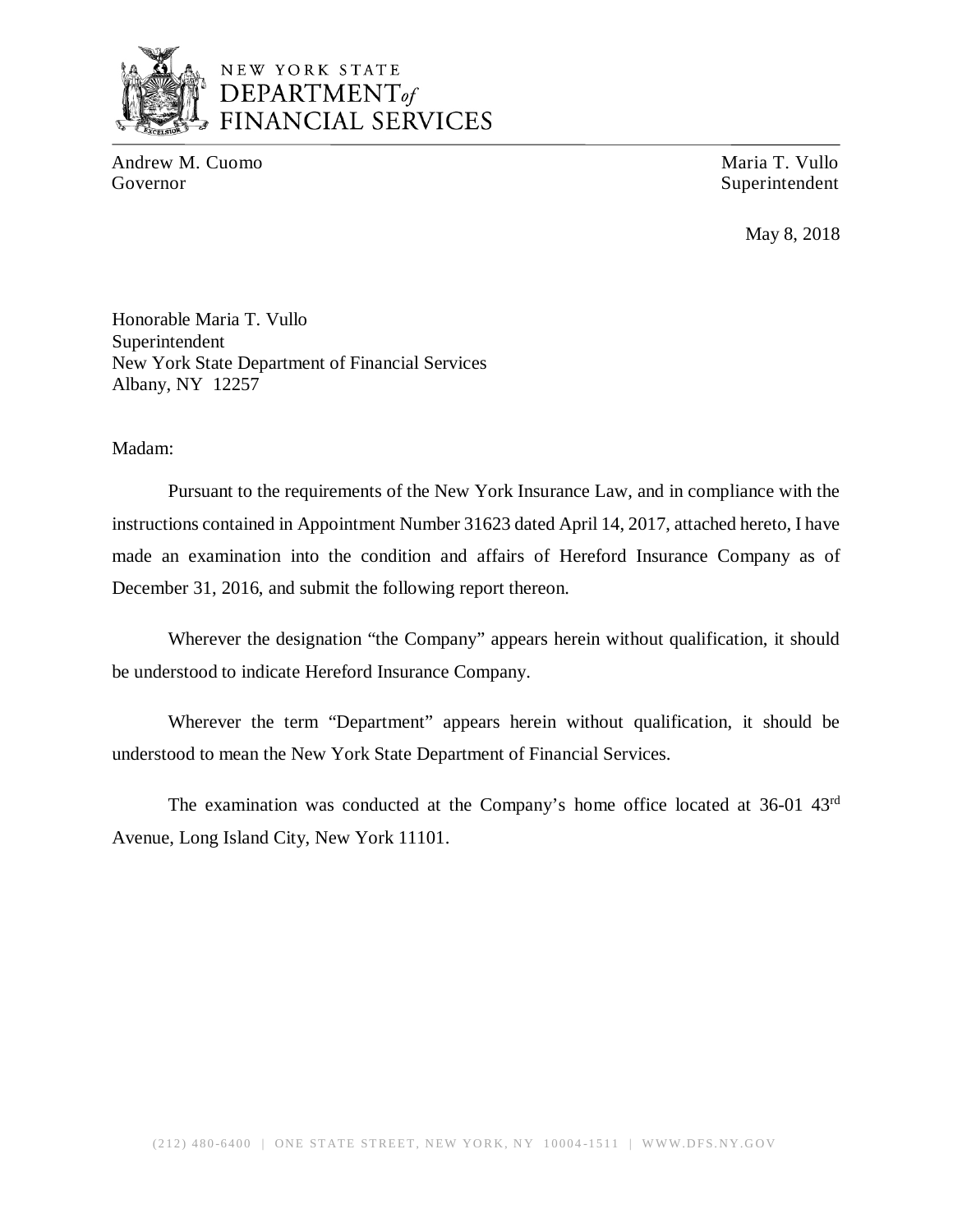NEW YORK STATE
DEPARTMENT *of* FINANCIAL SERVICES

Andrew M. Cuomo
Governor

Maria T. Vullo
Superintendent

May 8, 2018

Honorable Maria T. Vullo
Superintendent
New York State Department of Financial Services
Albany, NY 12257

Madam:

Pursuant to the requirements of the New York Insurance Law, and in compliance with the instructions contained in Appointment Number 31623 dated April 14, 2017, attached hereto, I have made an examination into the condition and affairs of Hereford Insurance Company as of December 31, 2016, and submit the following report thereon.

Wherever the designation "the Company" appears herein without qualification, it should be understood to indicate Hereford Insurance Company.

Wherever the term "Department" appears herein without qualification, it should be understood to mean the New York State Department of Financial Services.

The examination was conducted at the Company's home office located at 36-01 43rd Avenue, Long Island City, New York 11101.

(212) 480-6400 | ONE STATE STREET, NEW YORK, NY 10004-1511 | WWW.DFS.NY.GOV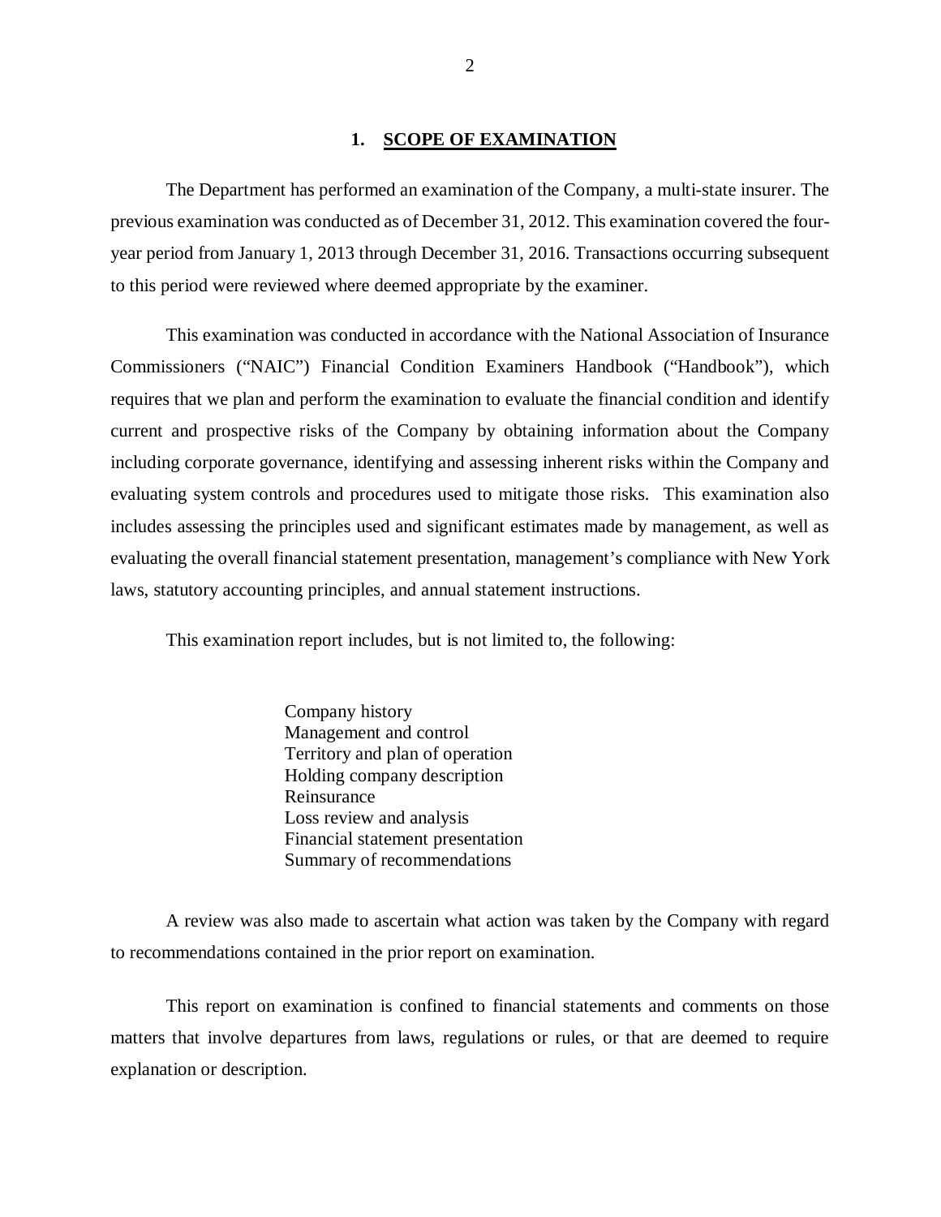## 1. SCOPE OF EXAMINATION

The Department has performed an examination of the Company, a multi-state insurer. The previous examination was conducted as of December 31, 2012. This examination covered the four-year period from January 1, 2013 through December 31, 2016. Transactions occurring subsequent to this period were reviewed where deemed appropriate by the examiner.

This examination was conducted in accordance with the National Association of Insurance Commissioners ("NAIC") Financial Condition Examiners Handbook ("Handbook"), which requires that we plan and perform the examination to evaluate the financial condition and identify current and prospective risks of the Company by obtaining information about the Company including corporate governance, identifying and assessing inherent risks within the Company and evaluating system controls and procedures used to mitigate those risks. This examination also includes assessing the principles used and significant estimates made by management, as well as evaluating the overall financial statement presentation, management's compliance with New York laws, statutory accounting principles, and annual statement instructions.

This examination report includes, but is not limited to, the following:

- Company history
- Management and control
- Territory and plan of operation
- Holding company description
- Reinsurance
- Loss review and analysis
- Financial statement presentation
- Summary of recommendations

A review was also made to ascertain what action was taken by the Company with regard to recommendations contained in the prior report on examination.

This report on examination is confined to financial statements and comments on those matters that involve departures from laws, regulations or rules, or that are deemed to require explanation or description.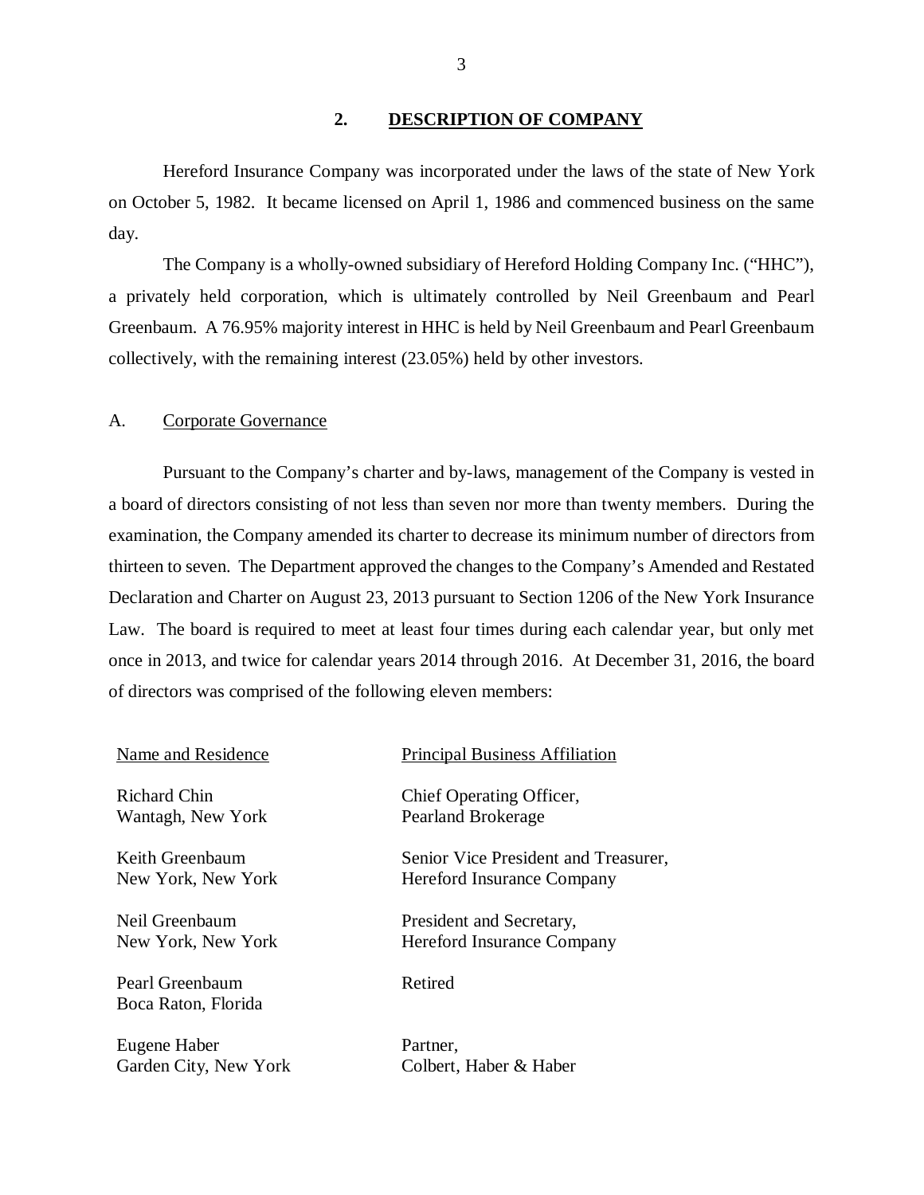## 2. DESCRIPTION OF COMPANY

Hereford Insurance Company was incorporated under the laws of the state of New York on October 5, 1982. It became licensed on April 1, 1986 and commenced business on the same day.

The Company is a wholly-owned subsidiary of Hereford Holding Company Inc. ("HHC"), a privately held corporation, which is ultimately controlled by Neil Greenbaum and Pearl Greenbaum. A 76.95% majority interest in HHC is held by Neil Greenbaum and Pearl Greenbaum collectively, with the remaining interest (23.05%) held by other investors.

### A. Corporate Governance

Pursuant to the Company's charter and by-laws, management of the Company is vested in a board of directors consisting of not less than seven nor more than twenty members. During the examination, the Company amended its charter to decrease its minimum number of directors from thirteen to seven. The Department approved the changes to the Company's Amended and Restated Declaration and Charter on August 23, 2013 pursuant to Section 1206 of the New York Insurance Law. The board is required to meet at least four times during each calendar year, but only met once in 2013, and twice for calendar years 2014 through 2016. At December 31, 2016, the board of directors was comprised of the following eleven members:

| Name and Residence | Principal Business Affiliation |
|---|---|
| Richard Chin<br>Wantagh, New York | Chief Operating Officer,<br>Pearland Brokerage |
| Keith Greenbaum<br>New York, New York | Senior Vice President and Treasurer,<br>Hereford Insurance Company |
| Neil Greenbaum<br>New York, New York | President and Secretary,<br>Hereford Insurance Company |
| Pearl Greenbaum<br>Boca Raton, Florida | Retired |
| Eugene Haber<br>Garden City, New York | Partner,<br>Colbert, Haber & Haber |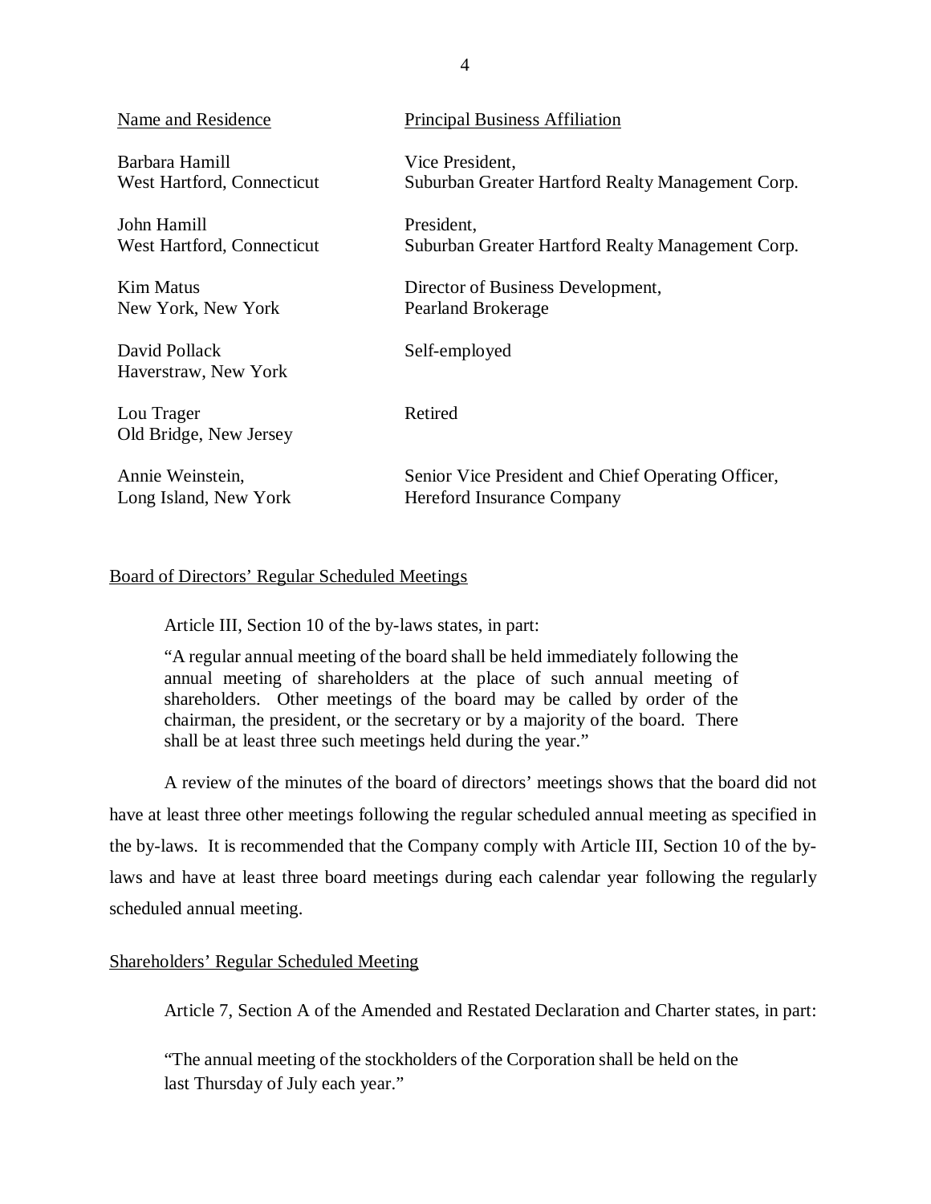| Name and Residence | Principal Business Affiliation |
|---|---|
| Barbara Hamill<br>West Hartford, Connecticut | Vice President,<br>Suburban Greater Hartford Realty Management Corp. |
| John Hamill<br>West Hartford, Connecticut | President,<br>Suburban Greater Hartford Realty Management Corp. |
| Kim Matus<br>New York, New York | Director of Business Development,<br>Pearland Brokerage |
| David Pollack<br>Haverstraw, New York | Self-employed |
| Lou Trager<br>Old Bridge, New Jersey | Retired |
| Annie Weinstein,<br>Long Island, New York | Senior Vice President and Chief Operating Officer,<br>Hereford Insurance Company |

Board of Directors' Regular Scheduled Meetings

Article III, Section 10 of the by-laws states, in part:

> "A regular annual meeting of the board shall be held immediately following the annual meeting of shareholders at the place of such annual meeting of shareholders. Other meetings of the board may be called by order of the chairman, the president, or the secretary or by a majority of the board. There shall be at least three such meetings held during the year."

A review of the minutes of the board of directors' meetings shows that the board did not have at least three other meetings following the regular scheduled annual meeting as specified in the by-laws. It is recommended that the Company comply with Article III, Section 10 of the by-laws and have at least three board meetings during each calendar year following the regularly scheduled annual meeting.

Shareholders' Regular Scheduled Meeting

Article 7, Section A of the Amended and Restated Declaration and Charter states, in part:

> "The annual meeting of the stockholders of the Corporation shall be held on the last Thursday of July each year."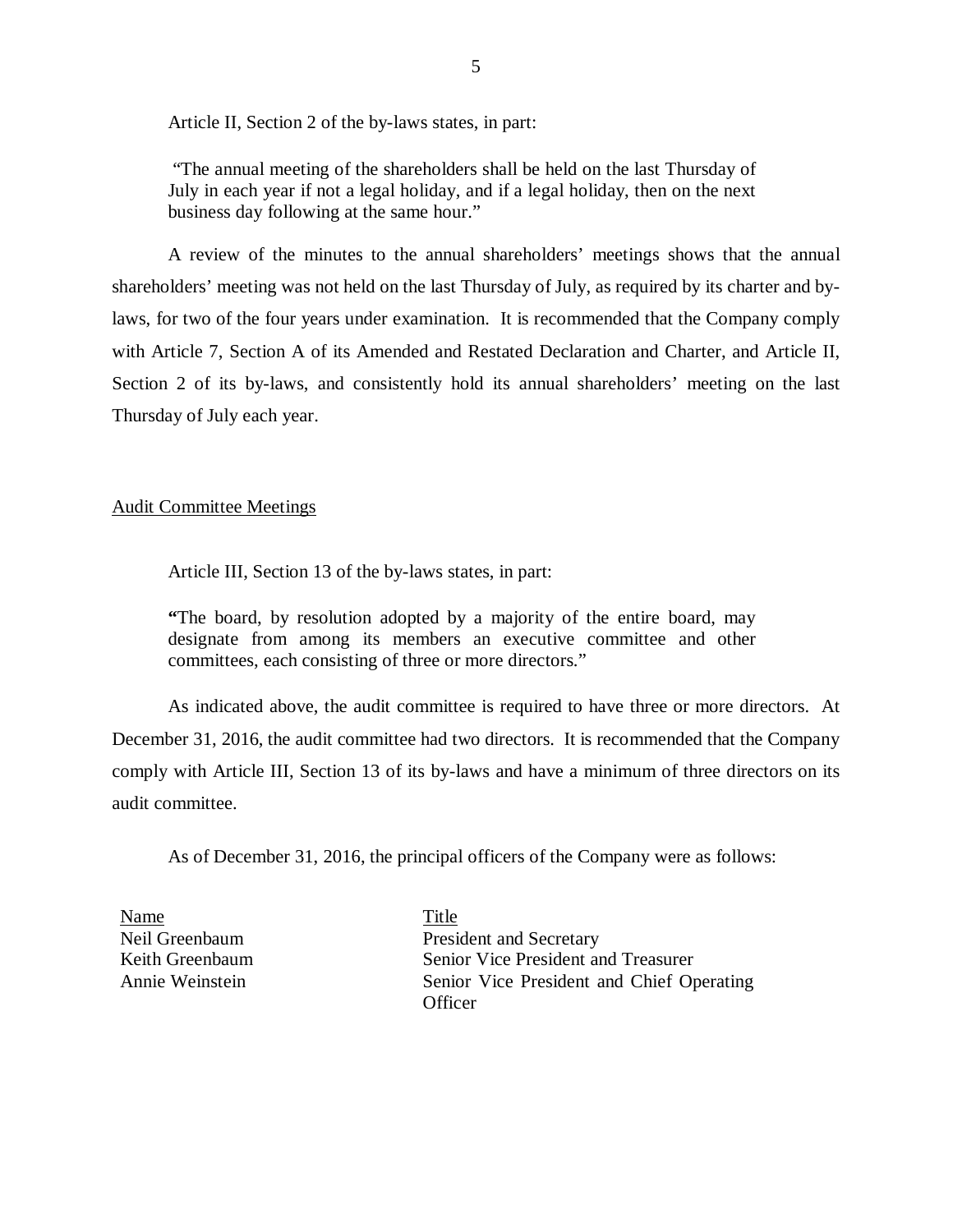Article II, Section 2 of the by-laws states, in part:

> "The annual meeting of the shareholders shall be held on the last Thursday of July in each year if not a legal holiday, and if a legal holiday, then on the next business day following at the same hour."

A review of the minutes to the annual shareholders' meetings shows that the annual shareholders' meeting was not held on the last Thursday of July, as required by its charter and by-laws, for two of the four years under examination. It is recommended that the Company comply with Article 7, Section A of its Amended and Restated Declaration and Charter, and Article II, Section 2 of its by-laws, and consistently hold its annual shareholders' meeting on the last Thursday of July each year.

## Audit Committee Meetings

Article III, Section 13 of the by-laws states, in part:

> "The board, by resolution adopted by a majority of the entire board, may designate from among its members an executive committee and other committees, each consisting of three or more directors."

As indicated above, the audit committee is required to have three or more directors. At December 31, 2016, the audit committee had two directors. It is recommended that the Company comply with Article III, Section 13 of its by-laws and have a minimum of three directors on its audit committee.

As of December 31, 2016, the principal officers of the Company were as follows:

| Name | Title |
| --- | --- |
| Neil Greenbaum | President and Secretary |
| Keith Greenbaum | Senior Vice President and Treasurer |
| Annie Weinstein | Senior Vice President and Chief Operating Officer |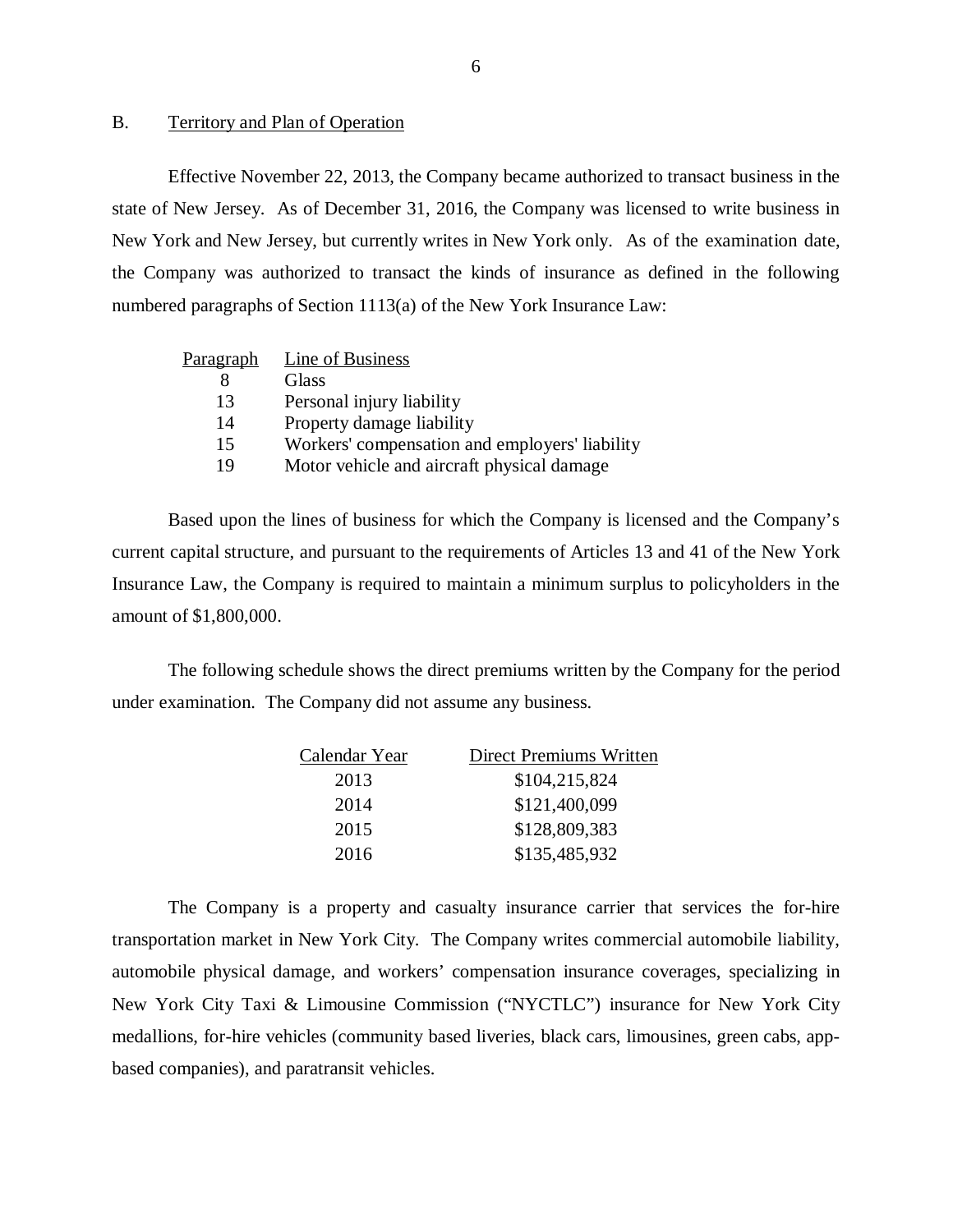## B. Territory and Plan of Operation

Effective November 22, 2013, the Company became authorized to transact business in the state of New Jersey. As of December 31, 2016, the Company was licensed to write business in New York and New Jersey, but currently writes in New York only. As of the examination date, the Company was authorized to transact the kinds of insurance as defined in the following numbered paragraphs of Section 1113(a) of the New York Insurance Law:

| Paragraph | Line of Business |
|---|---|
| 8 | Glass |
| 13 | Personal injury liability |
| 14 | Property damage liability |
| 15 | Workers' compensation and employers' liability |
| 19 | Motor vehicle and aircraft physical damage |

Based upon the lines of business for which the Company is licensed and the Company's current capital structure, and pursuant to the requirements of Articles 13 and 41 of the New York Insurance Law, the Company is required to maintain a minimum surplus to policyholders in the amount of $1,800,000.

The following schedule shows the direct premiums written by the Company for the period under examination. The Company did not assume any business.

| Calendar Year | Direct Premiums Written |
|---|---|
| 2013 | $104,215,824 |
| 2014 | $121,400,099 |
| 2015 | $128,809,383 |
| 2016 | $135,485,932 |

The Company is a property and casualty insurance carrier that services the for-hire transportation market in New York City. The Company writes commercial automobile liability, automobile physical damage, and workers' compensation insurance coverages, specializing in New York City Taxi & Limousine Commission ("NYCTLC") insurance for New York City medallions, for-hire vehicles (community based liveries, black cars, limousines, green cabs, app-based companies), and paratransit vehicles.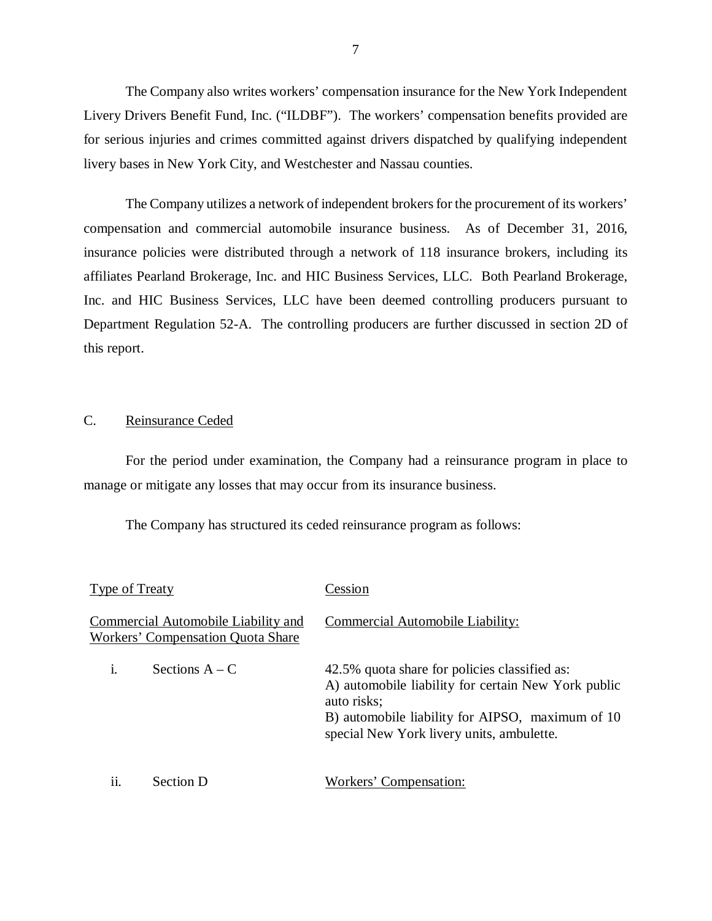The Company also writes workers' compensation insurance for the New York Independent Livery Drivers Benefit Fund, Inc. ("ILDBF"). The workers' compensation benefits provided are for serious injuries and crimes committed against drivers dispatched by qualifying independent livery bases in New York City, and Westchester and Nassau counties.

The Company utilizes a network of independent brokers for the procurement of its workers' compensation and commercial automobile insurance business. As of December 31, 2016, insurance policies were distributed through a network of 118 insurance brokers, including its affiliates Pearland Brokerage, Inc. and HIC Business Services, LLC. Both Pearland Brokerage, Inc. and HIC Business Services, LLC have been deemed controlling producers pursuant to Department Regulation 52-A. The controlling producers are further discussed in section 2D of this report.

## C. Reinsurance Ceded

For the period under examination, the Company had a reinsurance program in place to manage or mitigate any losses that may occur from its insurance business.

The Company has structured its ceded reinsurance program as follows:

| Type of Treaty | Cession |
|---|---|
| Commercial Automobile Liability and Workers' Compensation Quota Share | Commercial Automobile Liability: |
| i. Sections A – C | 42.5% quota share for policies classified as: A) automobile liability for certain New York public auto risks; B) automobile liability for AIPSO, maximum of 10 special New York livery units, ambulette. |
| ii. Section D | Workers' Compensation: |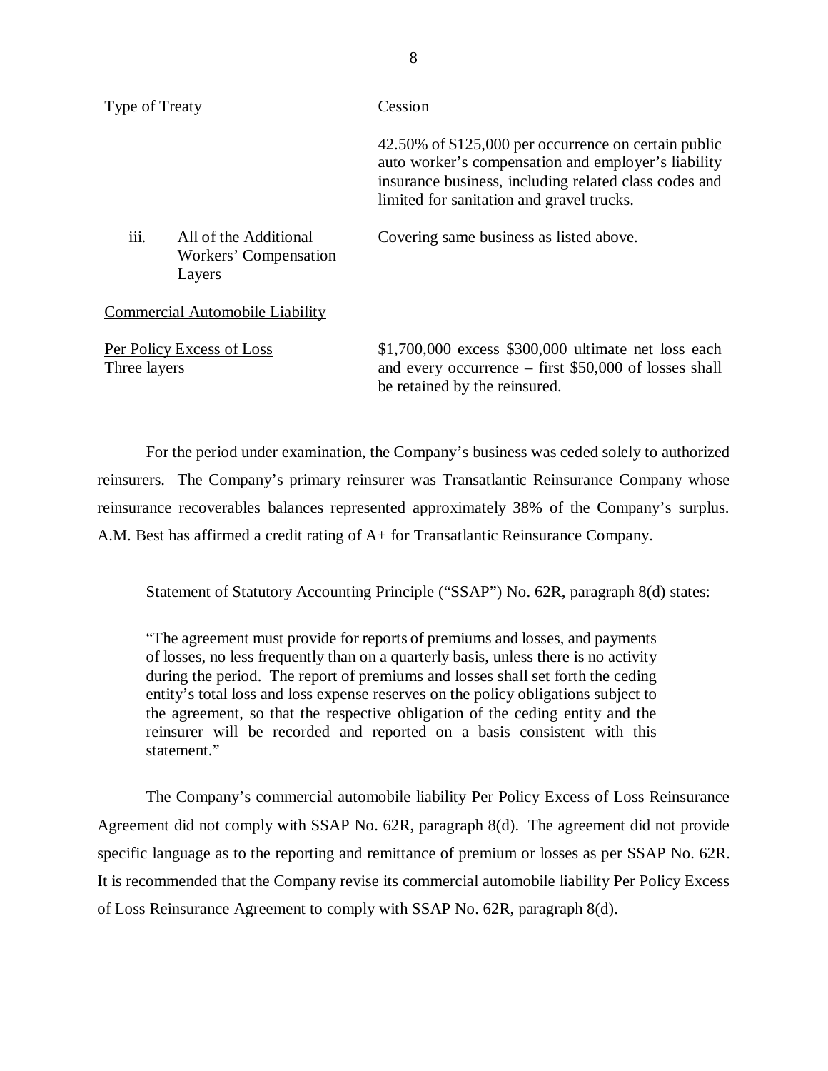| Type of Treaty | | Cession |
|---|---|---|
| | | 42.50% of $125,000 per occurrence on certain public auto worker's compensation and employer's liability insurance business, including related class codes and limited for sanitation and gravel trucks. |
| iii. | All of the Additional Workers' Compensation Layers | Covering same business as listed above. |
| Commercial Automobile Liability | | |
| Per Policy Excess of Loss<br>Three layers | | $1,700,000 excess $300,000 ultimate net loss each and every occurrence – first $50,000 of losses shall be retained by the reinsured. |

For the period under examination, the Company's business was ceded solely to authorized reinsurers. The Company's primary reinsurer was Transatlantic Reinsurance Company whose reinsurance recoverables balances represented approximately 38% of the Company's surplus. A.M. Best has affirmed a credit rating of A+ for Transatlantic Reinsurance Company.

Statement of Statutory Accounting Principle ("SSAP") No. 62R, paragraph 8(d) states:

> "The agreement must provide for reports of premiums and losses, and payments of losses, no less frequently than on a quarterly basis, unless there is no activity during the period. The report of premiums and losses shall set forth the ceding entity's total loss and loss expense reserves on the policy obligations subject to the agreement, so that the respective obligation of the ceding entity and the reinsurer will be recorded and reported on a basis consistent with this statement."

The Company's commercial automobile liability Per Policy Excess of Loss Reinsurance Agreement did not comply with SSAP No. 62R, paragraph 8(d). The agreement did not provide specific language as to the reporting and remittance of premium or losses as per SSAP No. 62R. It is recommended that the Company revise its commercial automobile liability Per Policy Excess of Loss Reinsurance Agreement to comply with SSAP No. 62R, paragraph 8(d).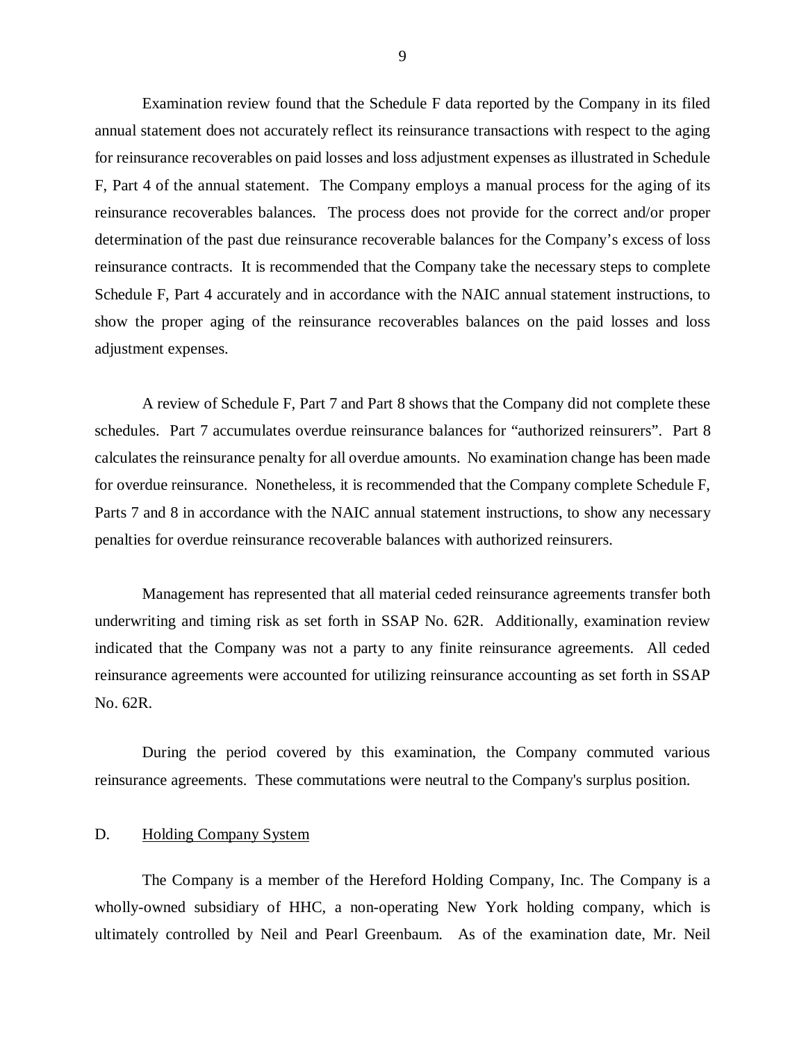Examination review found that the Schedule F data reported by the Company in its filed annual statement does not accurately reflect its reinsurance transactions with respect to the aging for reinsurance recoverables on paid losses and loss adjustment expenses as illustrated in Schedule F, Part 4 of the annual statement. The Company employs a manual process for the aging of its reinsurance recoverables balances. The process does not provide for the correct and/or proper determination of the past due reinsurance recoverable balances for the Company's excess of loss reinsurance contracts. It is recommended that the Company take the necessary steps to complete Schedule F, Part 4 accurately and in accordance with the NAIC annual statement instructions, to show the proper aging of the reinsurance recoverables balances on the paid losses and loss adjustment expenses.

A review of Schedule F, Part 7 and Part 8 shows that the Company did not complete these schedules. Part 7 accumulates overdue reinsurance balances for "authorized reinsurers". Part 8 calculates the reinsurance penalty for all overdue amounts. No examination change has been made for overdue reinsurance. Nonetheless, it is recommended that the Company complete Schedule F, Parts 7 and 8 in accordance with the NAIC annual statement instructions, to show any necessary penalties for overdue reinsurance recoverable balances with authorized reinsurers.

Management has represented that all material ceded reinsurance agreements transfer both underwriting and timing risk as set forth in SSAP No. 62R. Additionally, examination review indicated that the Company was not a party to any finite reinsurance agreements. All ceded reinsurance agreements were accounted for utilizing reinsurance accounting as set forth in SSAP No. 62R.

During the period covered by this examination, the Company commuted various reinsurance agreements. These commutations were neutral to the Company's surplus position.

## D. Holding Company System

The Company is a member of the Hereford Holding Company, Inc. The Company is a wholly-owned subsidiary of HHC, a non-operating New York holding company, which is ultimately controlled by Neil and Pearl Greenbaum. As of the examination date, Mr. Neil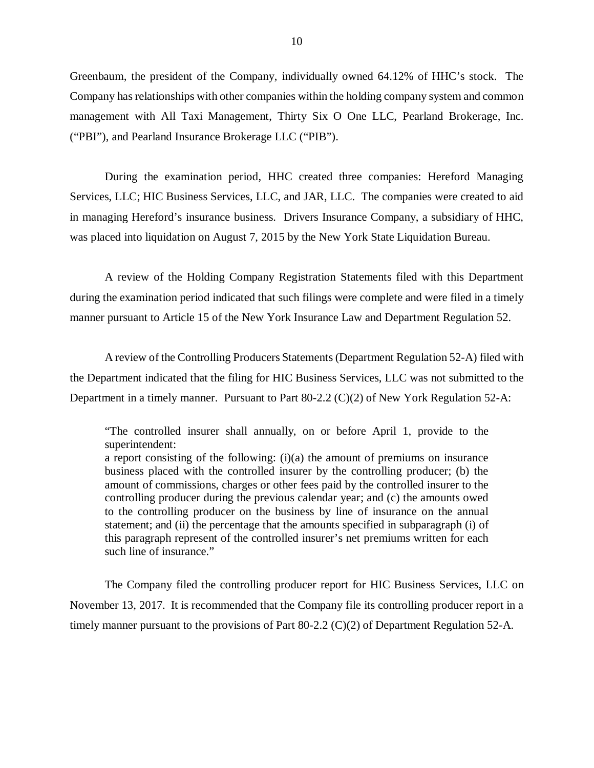Greenbaum, the president of the Company, individually owned 64.12% of HHC's stock. The Company has relationships with other companies within the holding company system and common management with All Taxi Management, Thirty Six O One LLC, Pearland Brokerage, Inc. ("PBI"), and Pearland Insurance Brokerage LLC ("PIB").

During the examination period, HHC created three companies: Hereford Managing Services, LLC; HIC Business Services, LLC, and JAR, LLC. The companies were created to aid in managing Hereford's insurance business. Drivers Insurance Company, a subsidiary of HHC, was placed into liquidation on August 7, 2015 by the New York State Liquidation Bureau.

A review of the Holding Company Registration Statements filed with this Department during the examination period indicated that such filings were complete and were filed in a timely manner pursuant to Article 15 of the New York Insurance Law and Department Regulation 52.

A review of the Controlling Producers Statements (Department Regulation 52-A) filed with the Department indicated that the filing for HIC Business Services, LLC was not submitted to the Department in a timely manner. Pursuant to Part 80-2.2 (C)(2) of New York Regulation 52-A:

> "The controlled insurer shall annually, on or before April 1, provide to the superintendent:
> a report consisting of the following: (i)(a) the amount of premiums on insurance business placed with the controlled insurer by the controlling producer; (b) the amount of commissions, charges or other fees paid by the controlled insurer to the controlling producer during the previous calendar year; and (c) the amounts owed to the controlling producer on the business by line of insurance on the annual statement; and (ii) the percentage that the amounts specified in subparagraph (i) of this paragraph represent of the controlled insurer's net premiums written for each such line of insurance."

The Company filed the controlling producer report for HIC Business Services, LLC on November 13, 2017. It is recommended that the Company file its controlling producer report in a timely manner pursuant to the provisions of Part 80-2.2 (C)(2) of Department Regulation 52-A.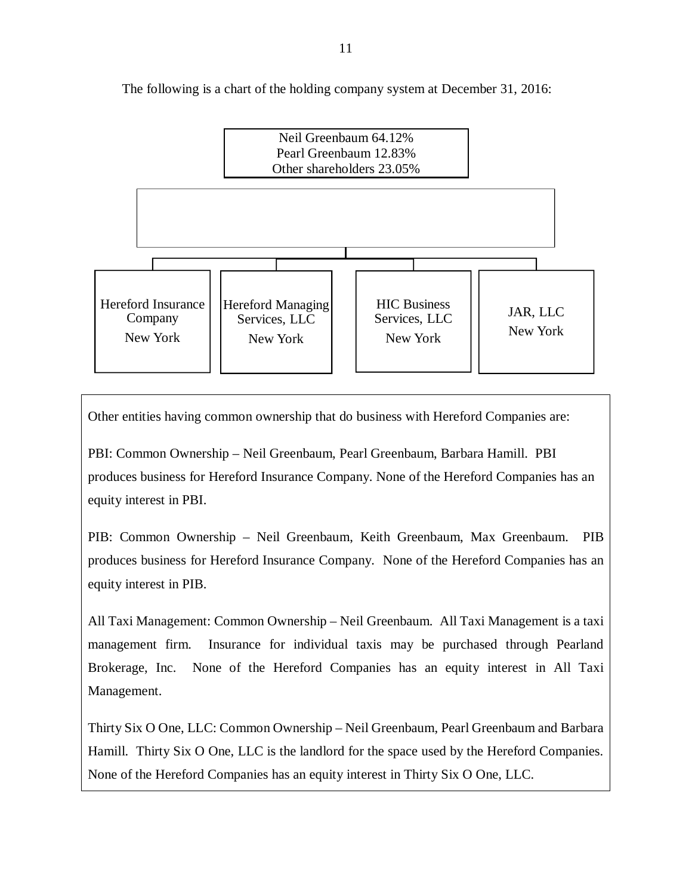The following is a chart of the holding company system at December 31, 2016:

Neil Greenbaum 64.12%
Pearl Greenbaum 12.83%
Other shareholders 23.05%

- Hereford Insurance Company, New York
- Hereford Managing Services, LLC, New York
- HIC Business Services, LLC, New York
- JAR, LLC, New York

Other entities having common ownership that do business with Hereford Companies are:

PBI: Common Ownership – Neil Greenbaum, Pearl Greenbaum, Barbara Hamill. PBI produces business for Hereford Insurance Company. None of the Hereford Companies has an equity interest in PBI.

PIB: Common Ownership – Neil Greenbaum, Keith Greenbaum, Max Greenbaum. PIB produces business for Hereford Insurance Company. None of the Hereford Companies has an equity interest in PIB.

All Taxi Management: Common Ownership – Neil Greenbaum. All Taxi Management is a taxi management firm. Insurance for individual taxis may be purchased through Pearland Brokerage, Inc. None of the Hereford Companies has an equity interest in All Taxi Management.

Thirty Six O One, LLC: Common Ownership – Neil Greenbaum, Pearl Greenbaum and Barbara Hamill. Thirty Six O One, LLC is the landlord for the space used by the Hereford Companies. None of the Hereford Companies has an equity interest in Thirty Six O One, LLC.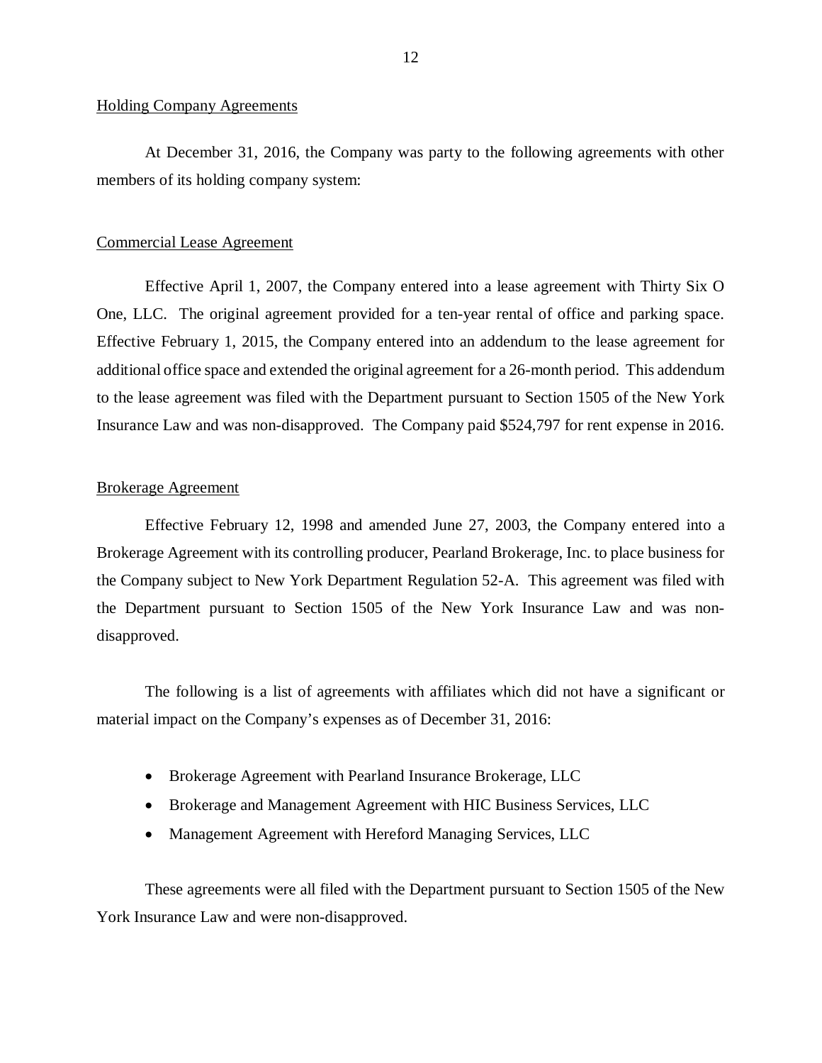## Holding Company Agreements

At December 31, 2016, the Company was party to the following agreements with other members of its holding company system:

### Commercial Lease Agreement

Effective April 1, 2007, the Company entered into a lease agreement with Thirty Six O One, LLC. The original agreement provided for a ten-year rental of office and parking space. Effective February 1, 2015, the Company entered into an addendum to the lease agreement for additional office space and extended the original agreement for a 26-month period. This addendum to the lease agreement was filed with the Department pursuant to Section 1505 of the New York Insurance Law and was non-disapproved. The Company paid $524,797 for rent expense in 2016.

### Brokerage Agreement

Effective February 12, 1998 and amended June 27, 2003, the Company entered into a Brokerage Agreement with its controlling producer, Pearland Brokerage, Inc. to place business for the Company subject to New York Department Regulation 52-A. This agreement was filed with the Department pursuant to Section 1505 of the New York Insurance Law and was non-disapproved.

The following is a list of agreements with affiliates which did not have a significant or material impact on the Company's expenses as of December 31, 2016:

- Brokerage Agreement with Pearland Insurance Brokerage, LLC
- Brokerage and Management Agreement with HIC Business Services, LLC
- Management Agreement with Hereford Managing Services, LLC

These agreements were all filed with the Department pursuant to Section 1505 of the New York Insurance Law and were non-disapproved.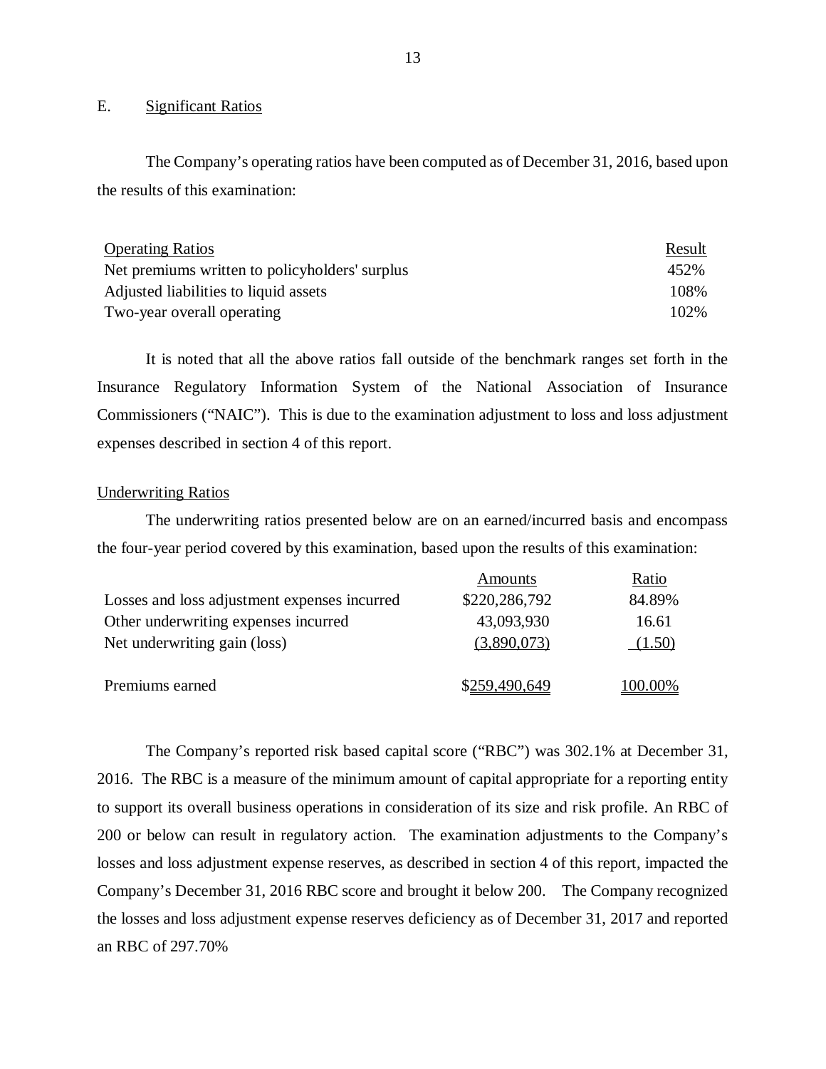## E. Significant Ratios

The Company's operating ratios have been computed as of December 31, 2016, based upon the results of this examination:

| Operating Ratios | Result |
|---|---|
| Net premiums written to policyholders' surplus | 452% |
| Adjusted liabilities to liquid assets | 108% |
| Two-year overall operating | 102% |

It is noted that all the above ratios fall outside of the benchmark ranges set forth in the Insurance Regulatory Information System of the National Association of Insurance Commissioners ("NAIC"). This is due to the examination adjustment to loss and loss adjustment expenses described in section 4 of this report.

### Underwriting Ratios

The underwriting ratios presented below are on an earned/incurred basis and encompass the four-year period covered by this examination, based upon the results of this examination:

| | Amounts | Ratio |
|---|---|---|
| Losses and loss adjustment expenses incurred | $220,286,792 | 84.89% |
| Other underwriting expenses incurred | 43,093,930 | 16.61 |
| Net underwriting gain (loss) | (3,890,073) | (1.50) |
| Premiums earned | $259,490,649 | 100.00% |

The Company's reported risk based capital score ("RBC") was 302.1% at December 31, 2016. The RBC is a measure of the minimum amount of capital appropriate for a reporting entity to support its overall business operations in consideration of its size and risk profile. An RBC of 200 or below can result in regulatory action. The examination adjustments to the Company's losses and loss adjustment expense reserves, as described in section 4 of this report, impacted the Company's December 31, 2016 RBC score and brought it below 200. The Company recognized the losses and loss adjustment expense reserves deficiency as of December 31, 2017 and reported an RBC of 297.70%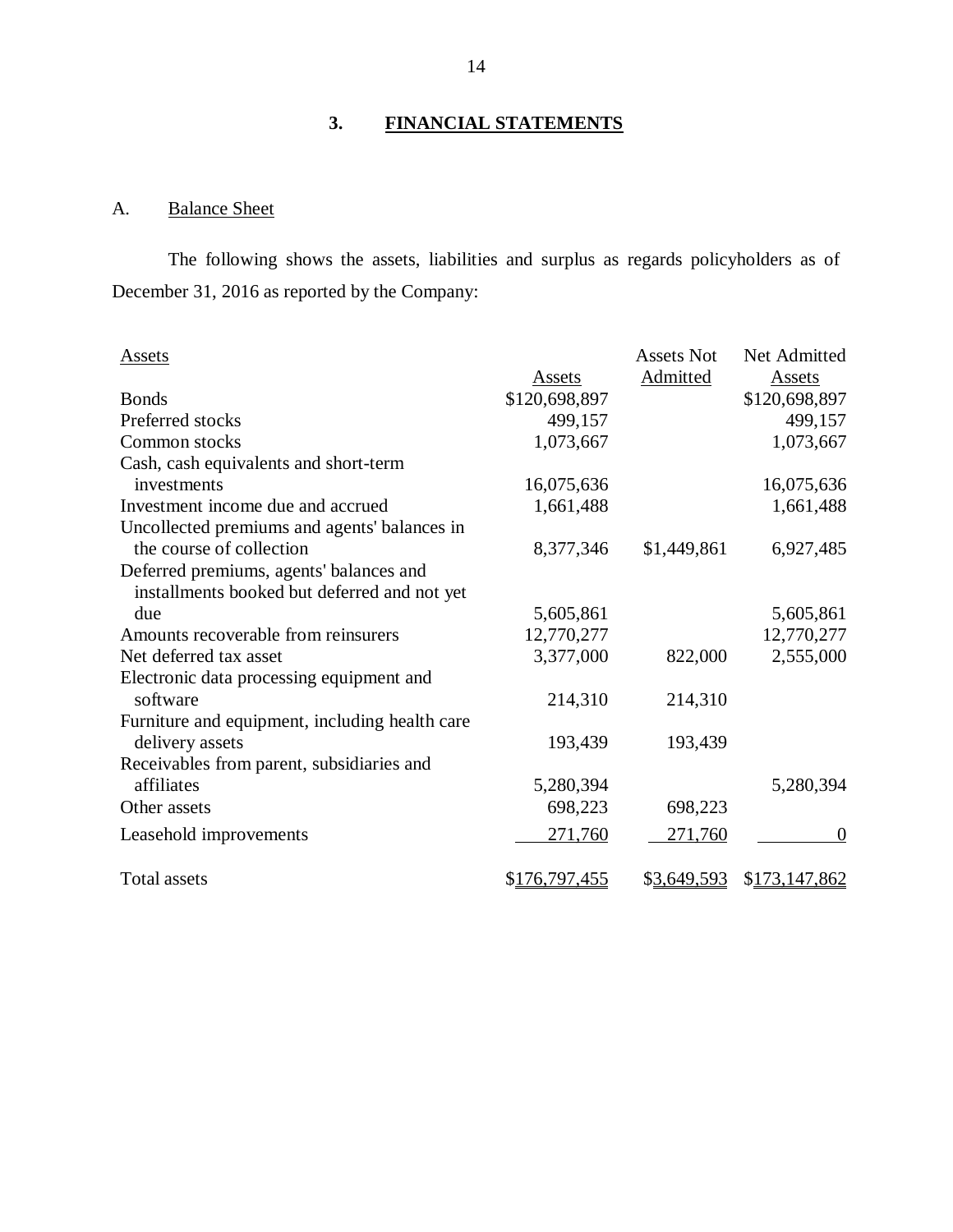## 3. FINANCIAL STATEMENTS

A. Balance Sheet

The following shows the assets, liabilities and surplus as regards policyholders as of December 31, 2016 as reported by the Company:

| Assets | Assets | Assets Not Admitted | Net Admitted Assets |
|---|---|---|---|
| Bonds | $120,698,897 | | $120,698,897 |
| Preferred stocks | 499,157 | | 499,157 |
| Common stocks | 1,073,667 | | 1,073,667 |
| Cash, cash equivalents and short-term investments | 16,075,636 | | 16,075,636 |
| Investment income due and accrued | 1,661,488 | | 1,661,488 |
| Uncollected premiums and agents' balances in the course of collection | 8,377,346 | $1,449,861 | 6,927,485 |
| Deferred premiums, agents' balances and installments booked but deferred and not yet due | 5,605,861 | | 5,605,861 |
| Amounts recoverable from reinsurers | 12,770,277 | | 12,770,277 |
| Net deferred tax asset | 3,377,000 | 822,000 | 2,555,000 |
| Electronic data processing equipment and software | 214,310 | 214,310 | |
| Furniture and equipment, including health care delivery assets | 193,439 | 193,439 | |
| Receivables from parent, subsidiaries and affiliates | 5,280,394 | | 5,280,394 |
| Other assets | 698,223 | 698,223 | |
| Leasehold improvements | 271,760 | 271,760 | 0 |
| Total assets | $176,797,455 | $3,649,593 | $173,147,862 |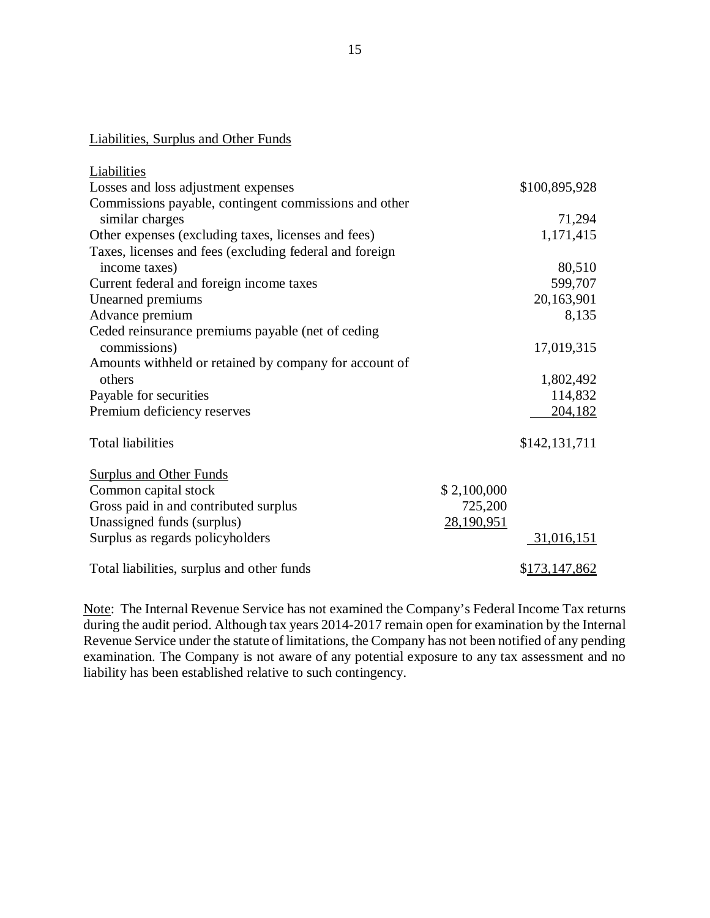Liabilities, Surplus and Other Funds

| | | |
|---|---|---|
| Liabilities | | |
| Losses and loss adjustment expenses | | $100,895,928 |
| Commissions payable, contingent commissions and other similar charges | | 71,294 |
| Other expenses (excluding taxes, licenses and fees) | | 1,171,415 |
| Taxes, licenses and fees (excluding federal and foreign income taxes) | | 80,510 |
| Current federal and foreign income taxes | | 599,707 |
| Unearned premiums | | 20,163,901 |
| Advance premium | | 8,135 |
| Ceded reinsurance premiums payable (net of ceding commissions) | | 17,019,315 |
| Amounts withheld or retained by company for account of others | | 1,802,492 |
| Payable for securities | | 114,832 |
| Premium deficiency reserves | | 204,182 |
| Total liabilities | | $142,131,711 |
| Surplus and Other Funds | | |
| Common capital stock | $ 2,100,000 | |
| Gross paid in and contributed surplus | 725,200 | |
| Unassigned funds (surplus) | 28,190,951 | |
| Surplus as regards policyholders | | 31,016,151 |
| Total liabilities, surplus and other funds | | $173,147,862 |

Note: The Internal Revenue Service has not examined the Company's Federal Income Tax returns during the audit period. Although tax years 2014-2017 remain open for examination by the Internal Revenue Service under the statute of limitations, the Company has not been notified of any pending examination. The Company is not aware of any potential exposure to any tax assessment and no liability has been established relative to such contingency.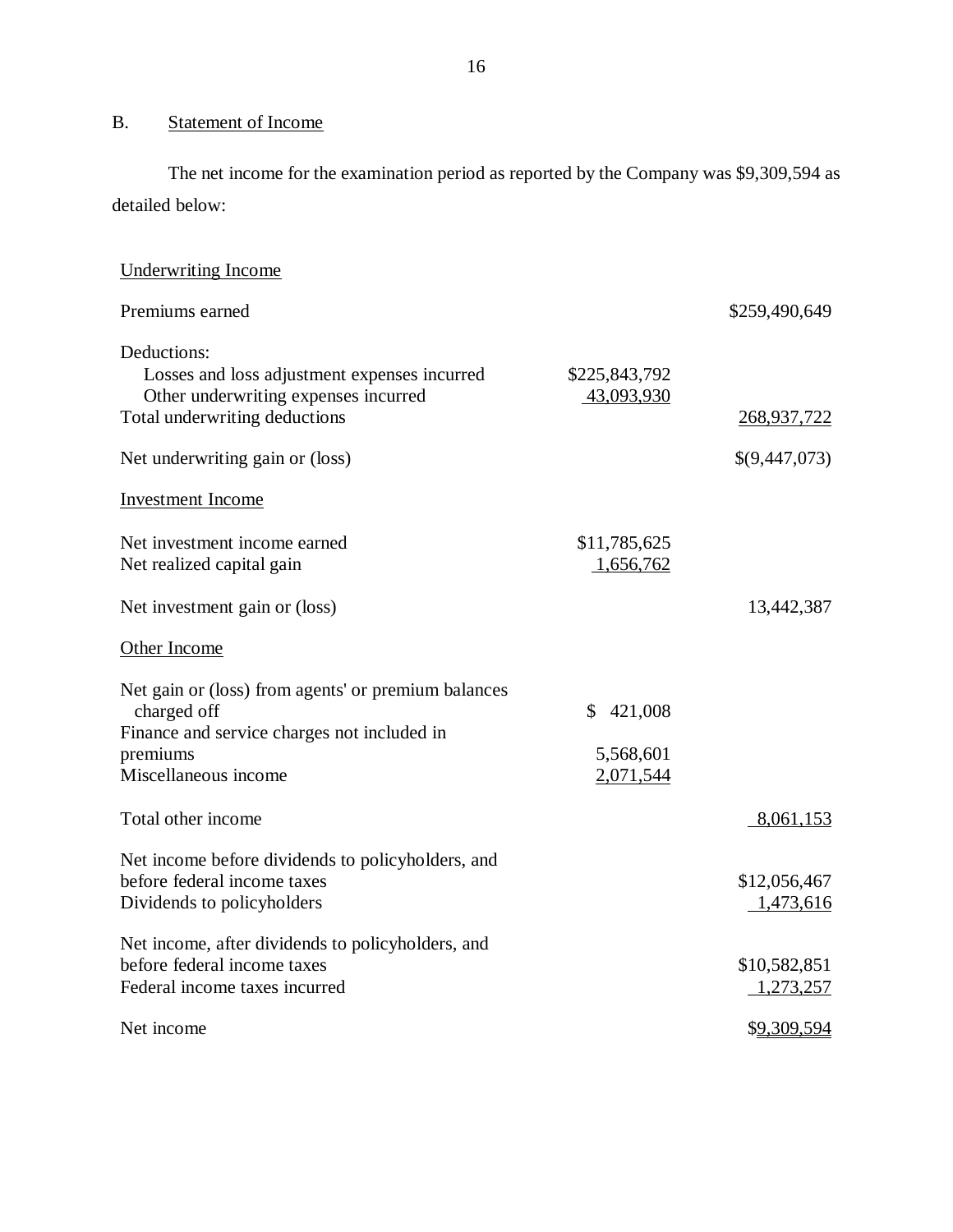## B. Statement of Income

The net income for the examination period as reported by the Company was $9,309,594 as detailed below:

| | | |
|---|---|---|
| Underwriting Income | | |
| Premiums earned | | $259,490,649 |
| Deductions: | | |
| Losses and loss adjustment expenses incurred | $225,843,792 | |
| Other underwriting expenses incurred | 43,093,930 | |
| Total underwriting deductions | | 268,937,722 |
| Net underwriting gain or (loss) | | $(9,447,073) |
| Investment Income | | |
| Net investment income earned | $11,785,625 | |
| Net realized capital gain | 1,656,762 | |
| Net investment gain or (loss) | | 13,442,387 |
| Other Income | | |
| Net gain or (loss) from agents' or premium balances charged off | $ 421,008 | |
| Finance and service charges not included in premiums | 5,568,601 | |
| Miscellaneous income | 2,071,544 | |
| Total other income | | 8,061,153 |
| Net income before dividends to policyholders, and before federal income taxes | | $12,056,467 |
| Dividends to policyholders | | 1,473,616 |
| Net income, after dividends to policyholders, and before federal income taxes | | $10,582,851 |
| Federal income taxes incurred | | 1,273,257 |
| Net income | | $9,309,594 |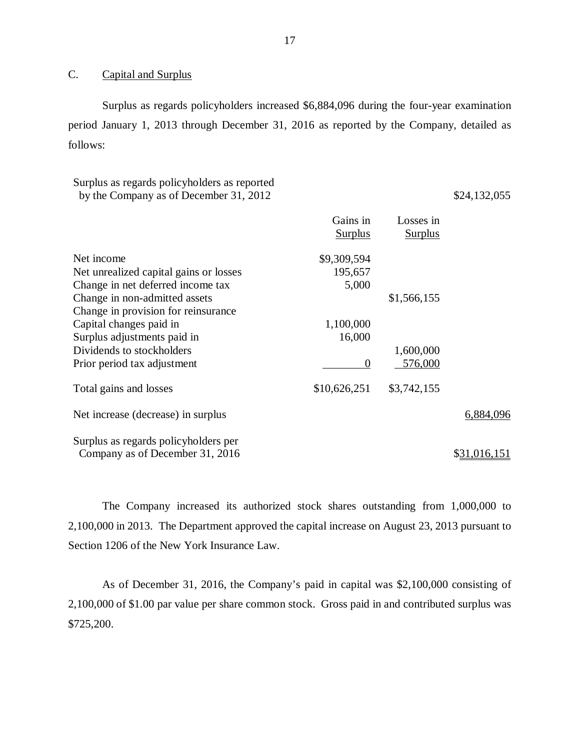## C. Capital and Surplus

Surplus as regards policyholders increased $6,884,096 during the four-year examination period January 1, 2013 through December 31, 2016 as reported by the Company, detailed as follows:

| | Gains in Surplus | Losses in Surplus | |
|---|---|---|---|
| Surplus as regards policyholders as reported by the Company as of December 31, 2012 | | | $24,132,055 |
| Net income | $9,309,594 | | |
| Net unrealized capital gains or losses | 195,657 | | |
| Change in net deferred income tax | 5,000 | | |
| Change in non-admitted assets | | $1,566,155 | |
| Change in provision for reinsurance | | | |
| Capital changes paid in | 1,100,000 | | |
| Surplus adjustments paid in | 16,000 | | |
| Dividends to stockholders | | 1,600,000 | |
| Prior period tax adjustment | 0 | 576,000 | |
| Total gains and losses | $10,626,251 | $3,742,155 | |
| Net increase (decrease) in surplus | | | 6,884,096 |
| Surplus as regards policyholders per Company as of December 31, 2016 | | | $31,016,151 |

The Company increased its authorized stock shares outstanding from 1,000,000 to 2,100,000 in 2013. The Department approved the capital increase on August 23, 2013 pursuant to Section 1206 of the New York Insurance Law.

As of December 31, 2016, the Company's paid in capital was $2,100,000 consisting of 2,100,000 of $1.00 par value per share common stock. Gross paid in and contributed surplus was $725,200.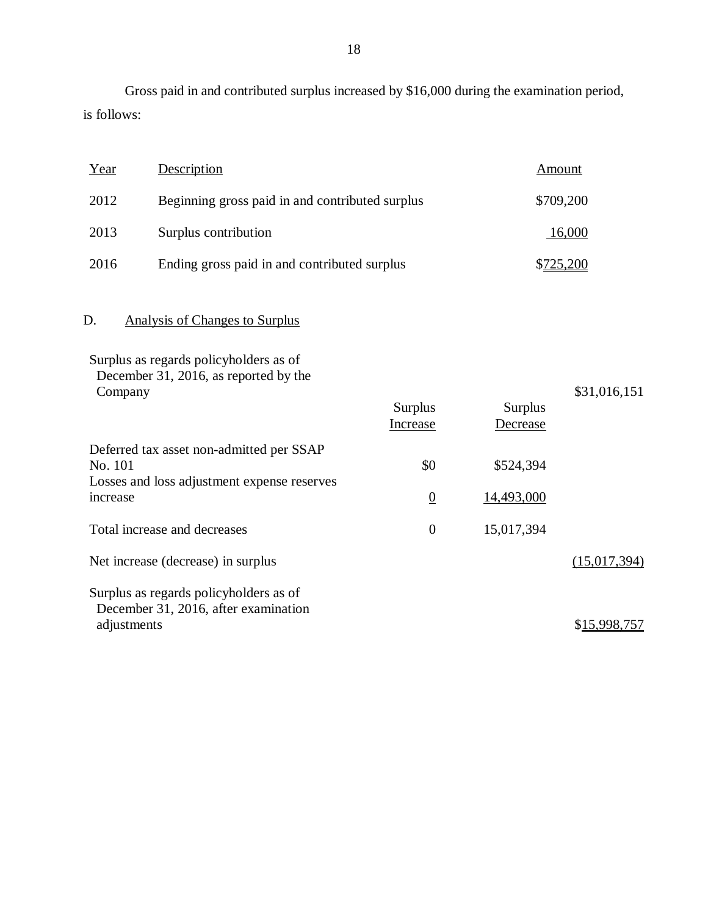Gross paid in and contributed surplus increased by $16,000 during the examination period, is follows:

| Year | Description | Amount |
|---|---|---|
| 2012 | Beginning gross paid in and contributed surplus | $709,200 |
| 2013 | Surplus contribution | 16,000 |
| 2016 | Ending gross paid in and contributed surplus | $725,200 |

## D. Analysis of Changes to Surplus

| | Surplus Increase | Surplus Decrease | |
|---|---|---|---|
| Surplus as regards policyholders as of December 31, 2016, as reported by the Company | | | $31,016,151 |
| Deferred tax asset non-admitted per SSAP No. 101 | $0 | $524,394 | |
| Losses and loss adjustment expense reserves increase | 0 | 14,493,000 | |
| Total increase and decreases | 0 | 15,017,394 | |
| Net increase (decrease) in surplus | | | (15,017,394) |
| Surplus as regards policyholders as of December 31, 2016, after examination adjustments | | | $15,998,757 |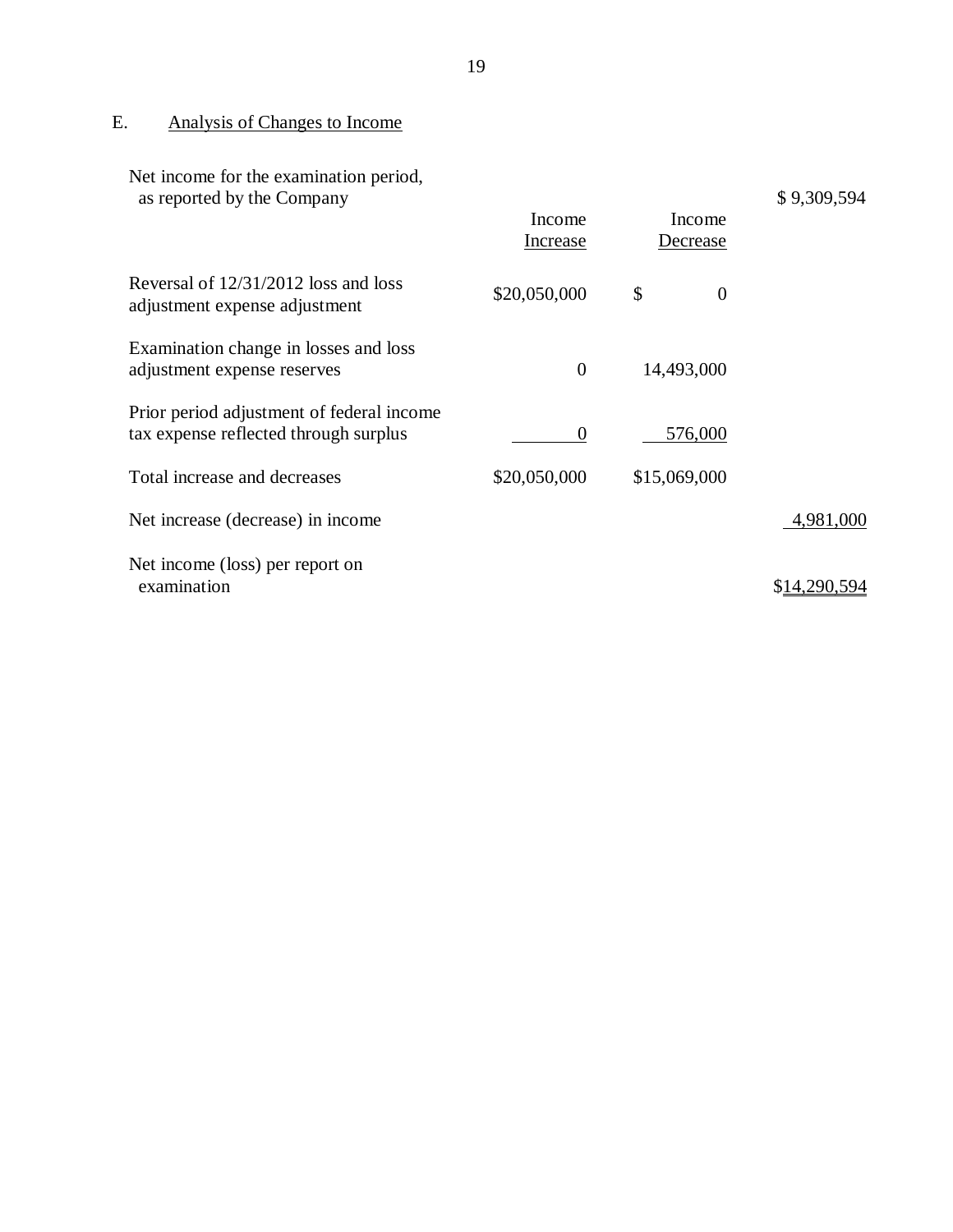## E. Analysis of Changes to Income

| | Income Increase | Income Decrease | |
|---|---|---|---|
| Net income for the examination period, as reported by the Company | | | $ 9,309,594 |
| Reversal of 12/31/2012 loss and loss adjustment expense adjustment | $20,050,000 | $ 0 | |
| Examination change in losses and loss adjustment expense reserves | 0 | 14,493,000 | |
| Prior period adjustment of federal income tax expense reflected through surplus | 0 | 576,000 | |
| Total increase and decreases | $20,050,000 | $15,069,000 | |
| Net increase (decrease) in income | | | 4,981,000 |
| Net income (loss) per report on examination | | | $14,290,594 |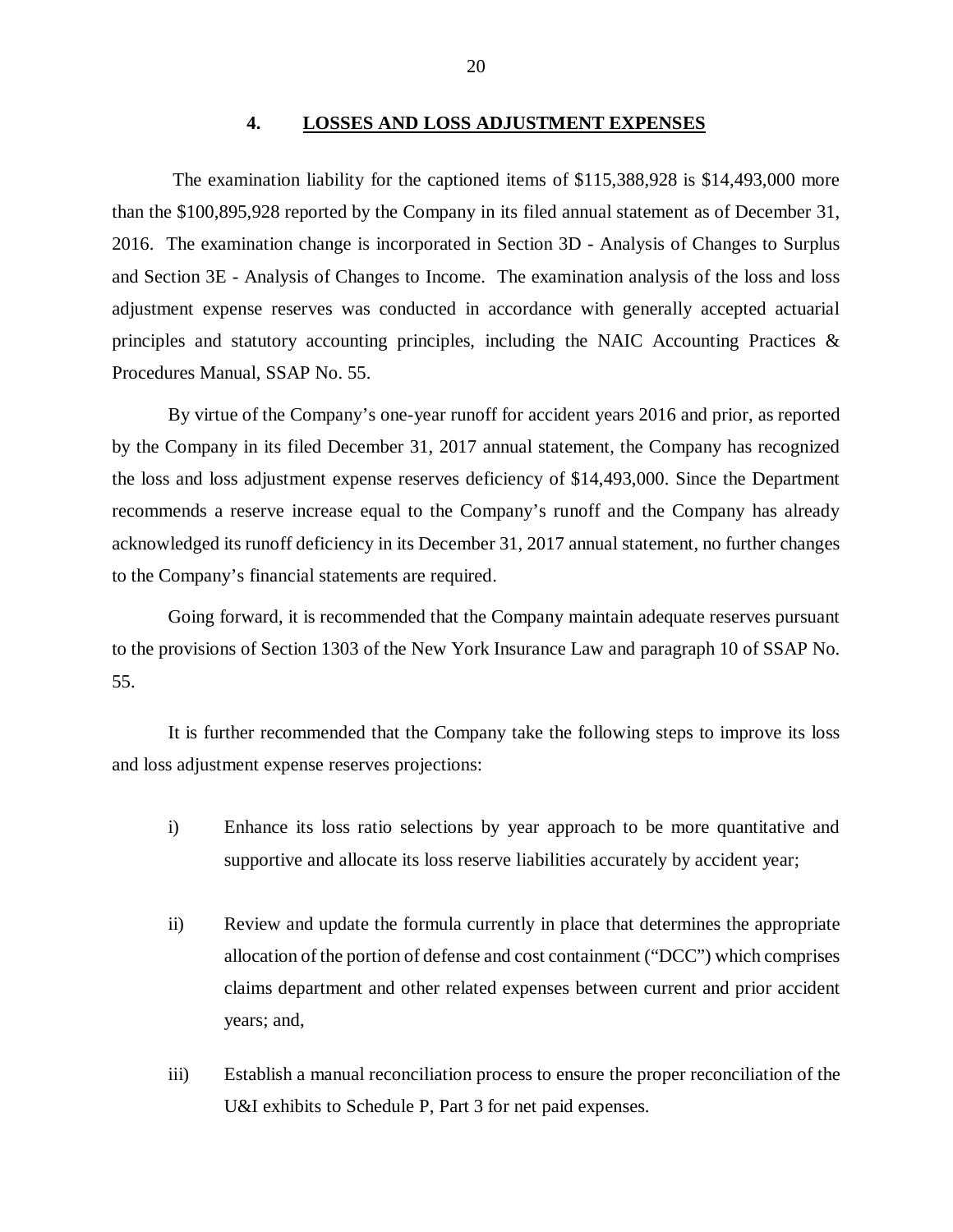## 4. LOSSES AND LOSS ADJUSTMENT EXPENSES

The examination liability for the captioned items of $115,388,928 is $14,493,000 more than the $100,895,928 reported by the Company in its filed annual statement as of December 31, 2016. The examination change is incorporated in Section 3D - Analysis of Changes to Surplus and Section 3E - Analysis of Changes to Income. The examination analysis of the loss and loss adjustment expense reserves was conducted in accordance with generally accepted actuarial principles and statutory accounting principles, including the NAIC Accounting Practices & Procedures Manual, SSAP No. 55.

By virtue of the Company's one-year runoff for accident years 2016 and prior, as reported by the Company in its filed December 31, 2017 annual statement, the Company has recognized the loss and loss adjustment expense reserves deficiency of $14,493,000. Since the Department recommends a reserve increase equal to the Company's runoff and the Company has already acknowledged its runoff deficiency in its December 31, 2017 annual statement, no further changes to the Company's financial statements are required.

Going forward, it is recommended that the Company maintain adequate reserves pursuant to the provisions of Section 1303 of the New York Insurance Law and paragraph 10 of SSAP No. 55.

It is further recommended that the Company take the following steps to improve its loss and loss adjustment expense reserves projections:

i) Enhance its loss ratio selections by year approach to be more quantitative and supportive and allocate its loss reserve liabilities accurately by accident year;

ii) Review and update the formula currently in place that determines the appropriate allocation of the portion of defense and cost containment ("DCC") which comprises claims department and other related expenses between current and prior accident years; and,

iii) Establish a manual reconciliation process to ensure the proper reconciliation of the U&I exhibits to Schedule P, Part 3 for net paid expenses.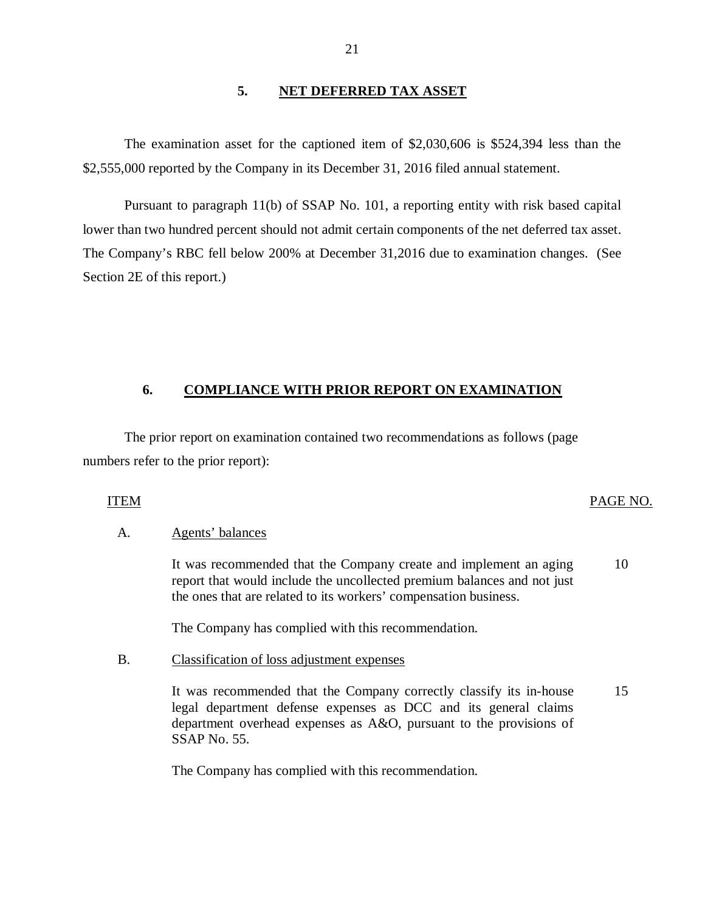## 5. NET DEFERRED TAX ASSET

The examination asset for the captioned item of $2,030,606 is $524,394 less than the $2,555,000 reported by the Company in its December 31, 2016 filed annual statement.

Pursuant to paragraph 11(b) of SSAP No. 101, a reporting entity with risk based capital lower than two hundred percent should not admit certain components of the net deferred tax asset. The Company's RBC fell below 200% at December 31,2016 due to examination changes. (See Section 2E of this report.)

## 6. COMPLIANCE WITH PRIOR REPORT ON EXAMINATION

The prior report on examination contained two recommendations as follows (page numbers refer to the prior report):

| ITEM | | PAGE NO. |
|---|---|---|
| A. | Agents' balances | |
| | It was recommended that the Company create and implement an aging report that would include the uncollected premium balances and not just the ones that are related to its workers' compensation business. | 10 |
| | The Company has complied with this recommendation. | |
| B. | Classification of loss adjustment expenses | |
| | It was recommended that the Company correctly classify its in-house legal department defense expenses as DCC and its general claims department overhead expenses as A&O, pursuant to the provisions of SSAP No. 55. | 15 |
| | The Company has complied with this recommendation. | |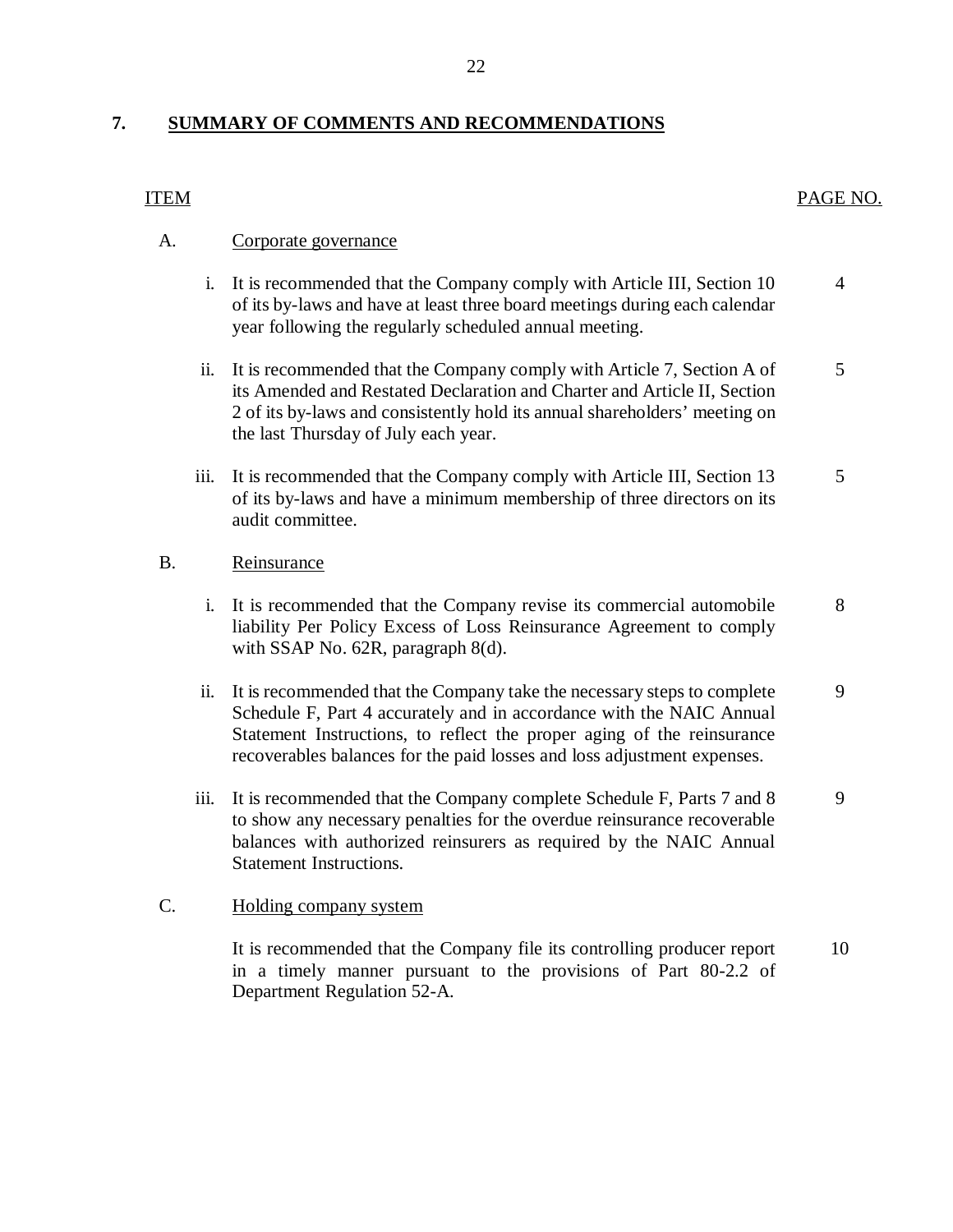## 7. SUMMARY OF COMMENTS AND RECOMMENDATIONS

| ITEM | | PAGE NO. |
|---|---|---|
| A. | Corporate governance | |
| i. | It is recommended that the Company comply with Article III, Section 10 of its by-laws and have at least three board meetings during each calendar year following the regularly scheduled annual meeting. | 4 |
| ii. | It is recommended that the Company comply with Article 7, Section A of its Amended and Restated Declaration and Charter and Article II, Section 2 of its by-laws and consistently hold its annual shareholders' meeting on the last Thursday of July each year. | 5 |
| iii. | It is recommended that the Company comply with Article III, Section 13 of its by-laws and have a minimum membership of three directors on its audit committee. | 5 |
| B. | Reinsurance | |
| i. | It is recommended that the Company revise its commercial automobile liability Per Policy Excess of Loss Reinsurance Agreement to comply with SSAP No. 62R, paragraph 8(d). | 8 |
| ii. | It is recommended that the Company take the necessary steps to complete Schedule F, Part 4 accurately and in accordance with the NAIC Annual Statement Instructions, to reflect the proper aging of the reinsurance recoverables balances for the paid losses and loss adjustment expenses. | 9 |
| iii. | It is recommended that the Company complete Schedule F, Parts 7 and 8 to show any necessary penalties for the overdue reinsurance recoverable balances with authorized reinsurers as required by the NAIC Annual Statement Instructions. | 9 |
| C. | Holding company system | |
| | It is recommended that the Company file its controlling producer report in a timely manner pursuant to the provisions of Part 80-2.2 of Department Regulation 52-A. | 10 |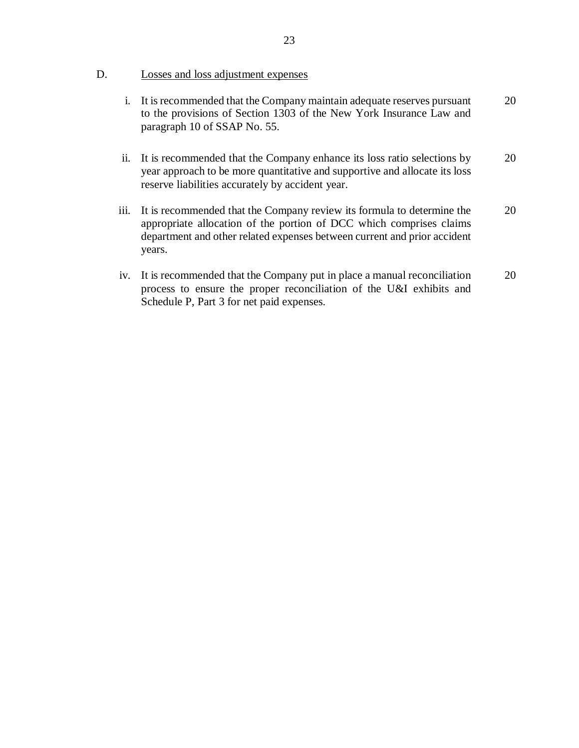D. <u>Losses and loss adjustment expenses</u>

| | | Page No. |
|---|---|---|
| i. | It is recommended that the Company maintain adequate reserves pursuant to the provisions of Section 1303 of the New York Insurance Law and paragraph 10 of SSAP No. 55. | 20 |
| ii. | It is recommended that the Company enhance its loss ratio selections by year approach to be more quantitative and supportive and allocate its loss reserve liabilities accurately by accident year. | 20 |
| iii. | It is recommended that the Company review its formula to determine the appropriate allocation of the portion of DCC which comprises claims department and other related expenses between current and prior accident years. | 20 |
| iv. | It is recommended that the Company put in place a manual reconciliation process to ensure the proper reconciliation of the U&I exhibits and Schedule P, Part 3 for net paid expenses. | 20 |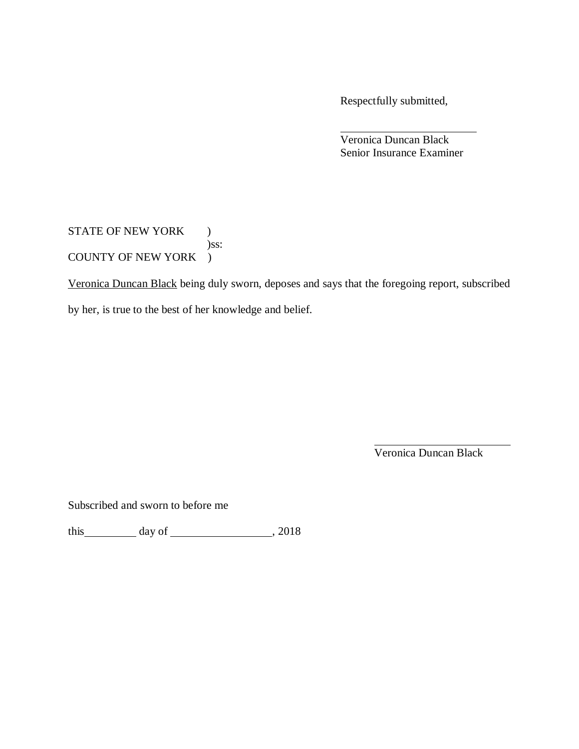Respectfully submitted,

_________________________
Veronica Duncan Black
Senior Insurance Examiner

STATE OF NEW YORK )
)ss:
COUNTY OF NEW YORK )

Veronica Duncan Black being duly sworn, deposes and says that the foregoing report, subscribed by her, is true to the best of her knowledge and belief.

_________________________
Veronica Duncan Black

Subscribed and sworn to before me

this_________ day of __________________, 2018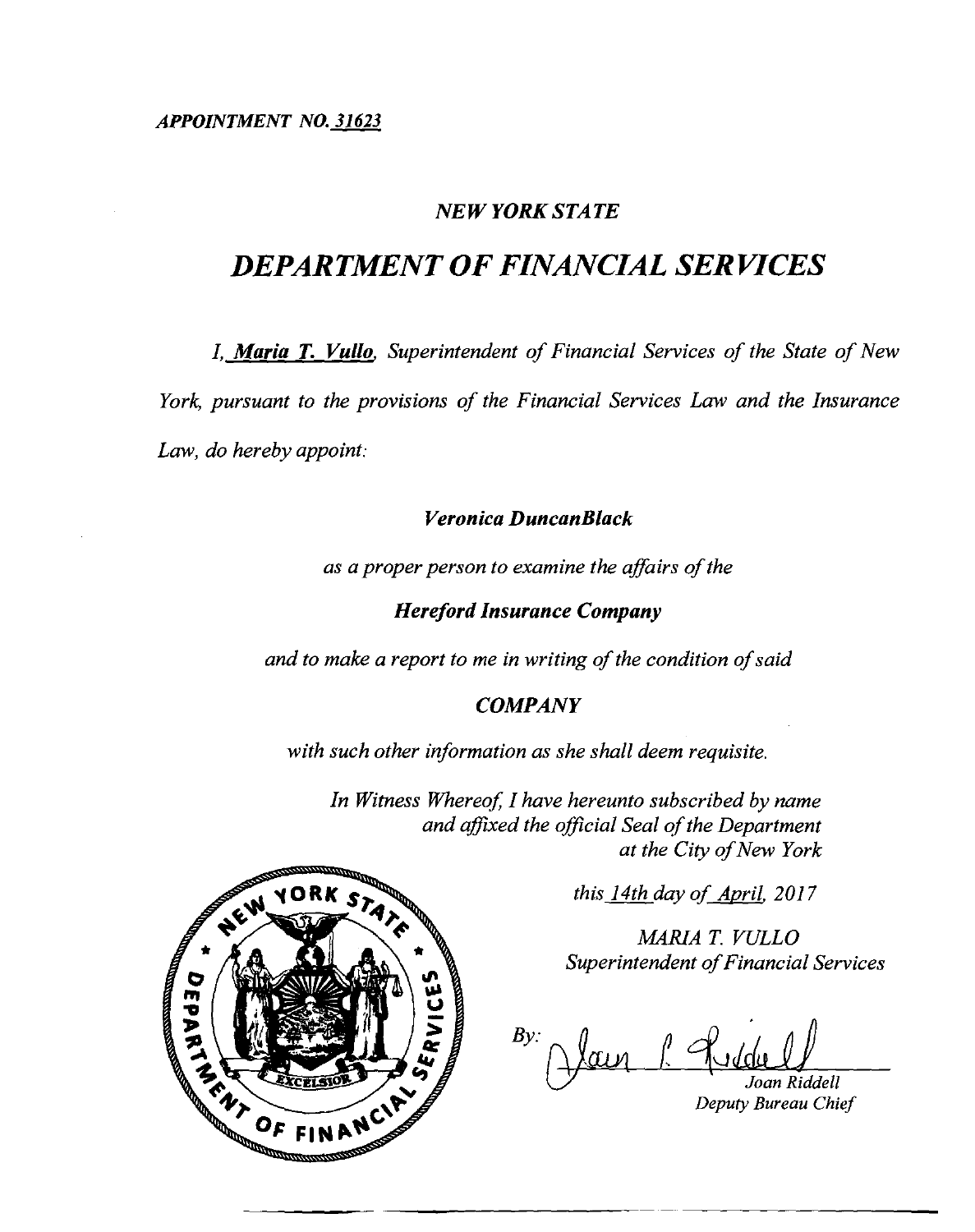*APPOINTMENT NO. 31623*

## *NEW YORK STATE*

# *DEPARTMENT OF FINANCIAL SERVICES*

*I, **Maria T. Vullo**, Superintendent of Financial Services of the State of New York, pursuant to the provisions of the Financial Services Law and the Insurance Law, do hereby appoint:*

***Veronica DuncanBlack***

*as a proper person to examine the affairs of the*

***Hereford Insurance Company***

*and to make a report to me in writing of the condition of said*

***COMPANY***

*with such other information as she shall deem requisite.*

*In Witness Whereof, I have hereunto subscribed by name and affixed the official Seal of the Department at the City of New York*

*this 14th day of April, 2017*

*MARIA T. VULLO*
*Superintendent of Financial Services*

*By:*

*Joan Riddell*
*Deputy Bureau Chief*